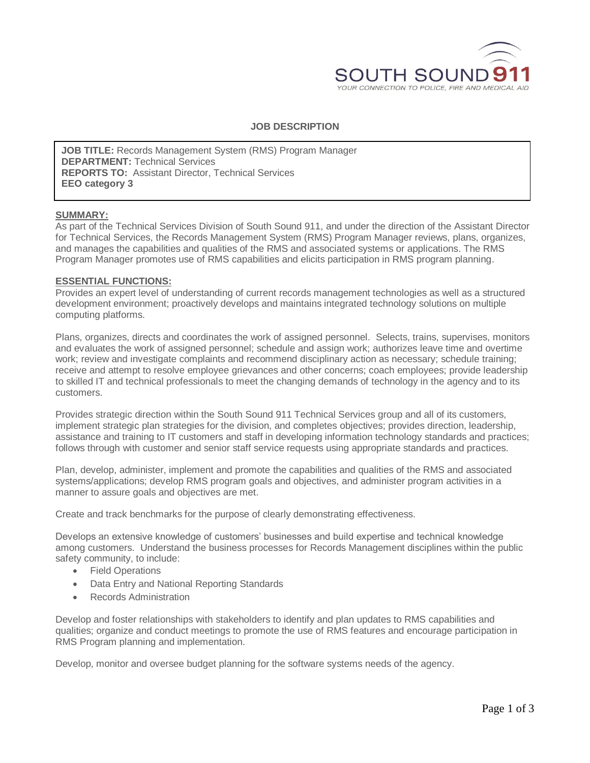SOUTH SOUND 911

YOUR CONNECTION TO POLICE, FIRE AND MEDICAL AID

## JOB DESCRIPTION

**JOB TITLE:** Records Management System (RMS) Program Manager
**DEPARTMENT:** Technical Services
**REPORTS TO:** Assistant Director, Technical Services
**EEO category 3**

### SUMMARY:

As part of the Technical Services Division of South Sound 911, and under the direction of the Assistant Director for Technical Services, the Records Management System (RMS) Program Manager reviews, plans, organizes, and manages the capabilities and qualities of the RMS and associated systems or applications. The RMS Program Manager promotes use of RMS capabilities and elicits participation in RMS program planning.

### ESSENTIAL FUNCTIONS:

Provides an expert level of understanding of current records management technologies as well as a structured development environment; proactively develops and maintains integrated technology solutions on multiple computing platforms.

Plans, organizes, directs and coordinates the work of assigned personnel. Selects, trains, supervises, monitors and evaluates the work of assigned personnel; schedule and assign work; authorizes leave time and overtime work; review and investigate complaints and recommend disciplinary action as necessary; schedule training; receive and attempt to resolve employee grievances and other concerns; coach employees; provide leadership to skilled IT and technical professionals to meet the changing demands of technology in the agency and to its customers.

Provides strategic direction within the South Sound 911 Technical Services group and all of its customers, implement strategic plan strategies for the division, and completes objectives; provides direction, leadership, assistance and training to IT customers and staff in developing information technology standards and practices; follows through with customer and senior staff service requests using appropriate standards and practices.

Plan, develop, administer, implement and promote the capabilities and qualities of the RMS and associated systems/applications; develop RMS program goals and objectives, and administer program activities in a manner to assure goals and objectives are met.

Create and track benchmarks for the purpose of clearly demonstrating effectiveness.

Develops an extensive knowledge of customers' businesses and build expertise and technical knowledge among customers. Understand the business processes for Records Management disciplines within the public safety community, to include:

- Field Operations
- Data Entry and National Reporting Standards
- Records Administration

Develop and foster relationships with stakeholders to identify and plan updates to RMS capabilities and qualities; organize and conduct meetings to promote the use of RMS features and encourage participation in RMS Program planning and implementation.

Develop, monitor and oversee budget planning for the software systems needs of the agency.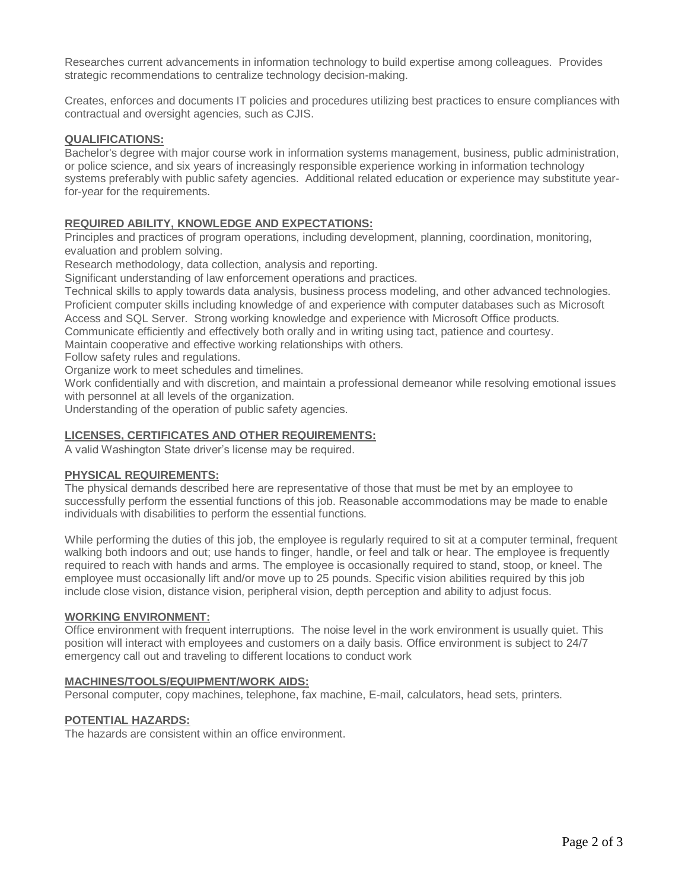Researches current advancements in information technology to build expertise among colleagues. Provides strategic recommendations to centralize technology decision-making.

Creates, enforces and documents IT policies and procedures utilizing best practices to ensure compliances with contractual and oversight agencies, such as CJIS.

## QUALIFICATIONS:

Bachelor's degree with major course work in information systems management, business, public administration, or police science, and six years of increasingly responsible experience working in information technology systems preferably with public safety agencies. Additional related education or experience may substitute year-for-year for the requirements.

## REQUIRED ABILITY, KNOWLEDGE AND EXPECTATIONS:

Principles and practices of program operations, including development, planning, coordination, monitoring, evaluation and problem solving.
Research methodology, data collection, analysis and reporting.
Significant understanding of law enforcement operations and practices.
Technical skills to apply towards data analysis, business process modeling, and other advanced technologies.
Proficient computer skills including knowledge of and experience with computer databases such as Microsoft Access and SQL Server. Strong working knowledge and experience with Microsoft Office products.
Communicate efficiently and effectively both orally and in writing using tact, patience and courtesy.
Maintain cooperative and effective working relationships with others.
Follow safety rules and regulations.
Organize work to meet schedules and timelines.
Work confidentially and with discretion, and maintain a professional demeanor while resolving emotional issues with personnel at all levels of the organization.
Understanding of the operation of public safety agencies.

## LICENSES, CERTIFICATES AND OTHER REQUIREMENTS:

A valid Washington State driver's license may be required.

## PHYSICAL REQUIREMENTS:

The physical demands described here are representative of those that must be met by an employee to successfully perform the essential functions of this job. Reasonable accommodations may be made to enable individuals with disabilities to perform the essential functions.

While performing the duties of this job, the employee is regularly required to sit at a computer terminal, frequent walking both indoors and out; use hands to finger, handle, or feel and talk or hear. The employee is frequently required to reach with hands and arms. The employee is occasionally required to stand, stoop, or kneel. The employee must occasionally lift and/or move up to 25 pounds. Specific vision abilities required by this job include close vision, distance vision, peripheral vision, depth perception and ability to adjust focus.

## WORKING ENVIRONMENT:

Office environment with frequent interruptions. The noise level in the work environment is usually quiet. This position will interact with employees and customers on a daily basis. Office environment is subject to 24/7 emergency call out and traveling to different locations to conduct work

## MACHINES/TOOLS/EQUIPMENT/WORK AIDS:

Personal computer, copy machines, telephone, fax machine, E-mail, calculators, head sets, printers.

## POTENTIAL HAZARDS:

The hazards are consistent within an office environment.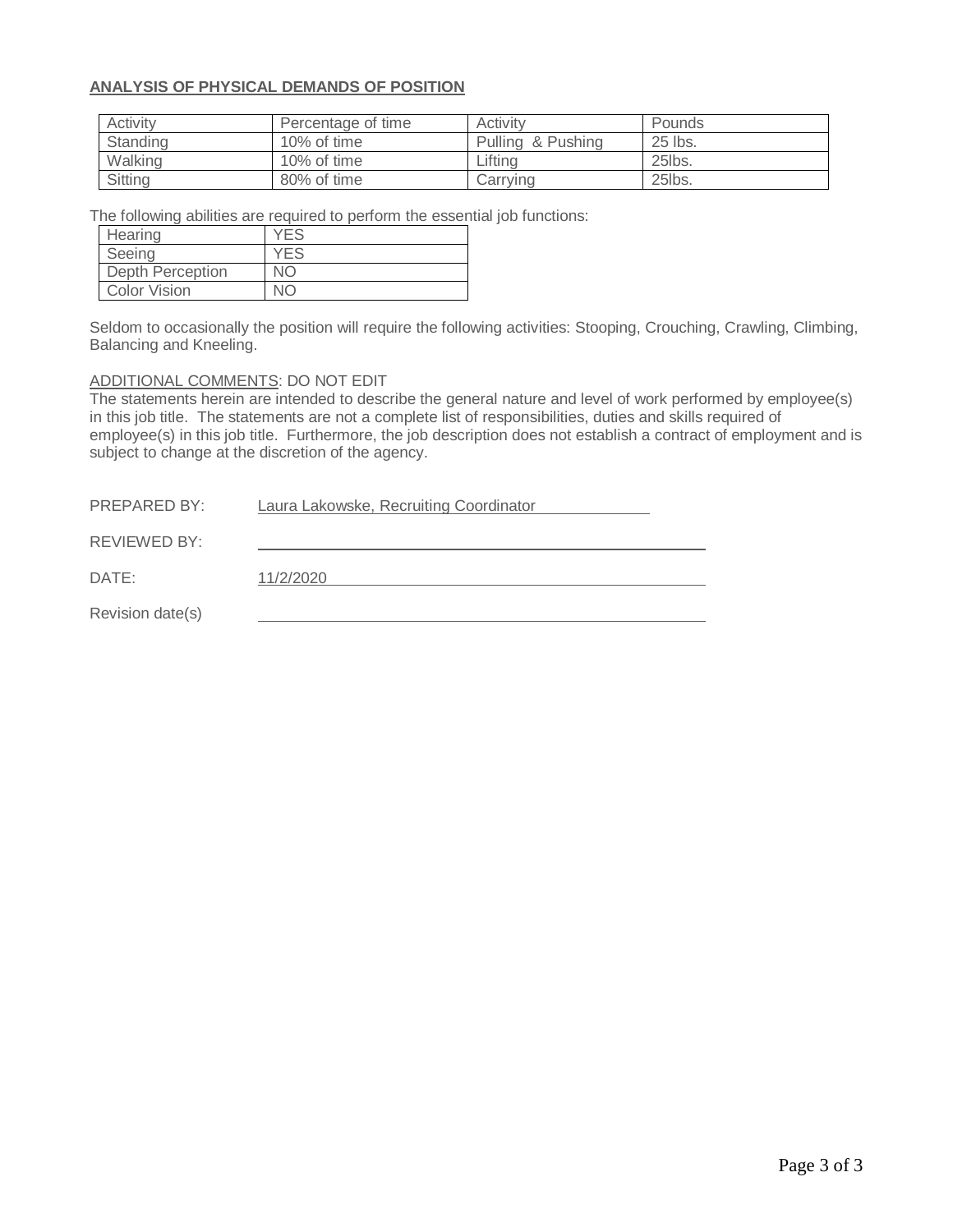## ANALYSIS OF PHYSICAL DEMANDS OF POSITION

| Activity | Percentage of time | Activity | Pounds |
|---|---|---|---|
| Standing | 10% of time | Pulling & Pushing | 25 lbs. |
| Walking | 10% of time | Lifting | 25lbs. |
| Sitting | 80% of time | Carrying | 25lbs. |

The following abilities are required to perform the essential job functions:

| | |
|---|---|
| Hearing | YES |
| Seeing | YES |
| Depth Perception | NO |
| Color Vision | NO |

Seldom to occasionally the position will require the following activities: Stooping, Crouching, Crawling, Climbing, Balancing and Kneeling.

ADDITIONAL COMMENTS: DO NOT EDIT
The statements herein are intended to describe the general nature and level of work performed by employee(s) in this job title. The statements are not a complete list of responsibilities, duties and skills required of employee(s) in this job title. Furthermore, the job description does not establish a contract of employment and is subject to change at the discretion of the agency.

PREPARED BY: Laura Lakowske, Recruiting Coordinator

REVIEWED BY: ______________________

DATE: 11/2/2020

Revision date(s) ______________________